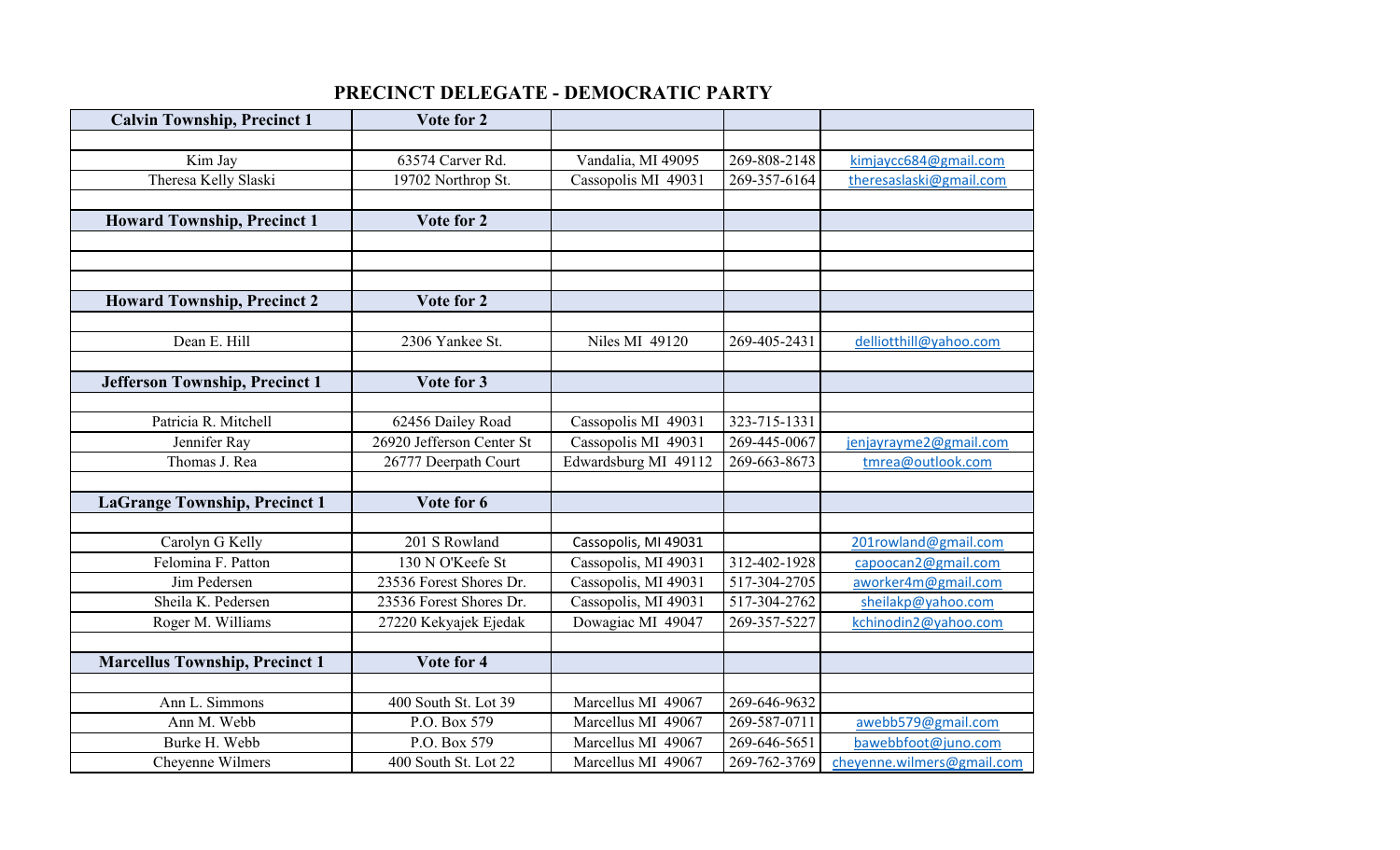# PRECINCT DELEGATE - DEMOCRATIC PARTY

| Calvin Township, Precinct 1 | Vote for 2 | | | |
|---|---|---|---|---|
| | | | | |
| Kim Jay | 63574 Carver Rd. | Vandalia, MI 49095 | 269-808-2148 | kimjaycc684@gmail.com |
| Theresa Kelly Slaski | 19702 Northrop St. | Cassopolis MI 49031 | 269-357-6164 | theresaslaski@gmail.com |
| | | | | |
| **Howard Township, Precinct 1** | **Vote for 2** | | | |
| | | | | |
| | | | | |
| | | | | |
| **Howard Township, Precinct 2** | **Vote for 2** | | | |
| | | | | |
| Dean E. Hill | 2306 Yankee St. | Niles MI 49120 | 269-405-2431 | delliotthill@yahoo.com |
| | | | | |
| **Jefferson Township, Precinct 1** | **Vote for 3** | | | |
| | | | | |
| Patricia R. Mitchell | 62456 Dailey Road | Cassopolis MI 49031 | 323-715-1331 | |
| Jennifer Ray | 26920 Jefferson Center St | Cassopolis MI 49031 | 269-445-0067 | jenjayrayme2@gmail.com |
| Thomas J. Rea | 26777 Deerpath Court | Edwardsburg MI 49112 | 269-663-8673 | tmrea@outlook.com |
| | | | | |
| **LaGrange Township, Precinct 1** | **Vote for 6** | | | |
| | | | | |
| Carolyn G Kelly | 201 S Rowland | Cassopolis, MI 49031 | | 201rowland@gmail.com |
| Felomina F. Patton | 130 N O'Keefe St | Cassopolis, MI 49031 | 312-402-1928 | capoocan2@gmail.com |
| Jim Pedersen | 23536 Forest Shores Dr. | Cassopolis, MI 49031 | 517-304-2705 | aworker4m@gmail.com |
| Sheila K. Pedersen | 23536 Forest Shores Dr. | Cassopolis, MI 49031 | 517-304-2762 | sheilakp@yahoo.com |
| Roger M. Williams | 27220 Kekyajek Ejedak | Dowagiac MI 49047 | 269-357-5227 | kchinodin2@yahoo.com |
| | | | | |
| **Marcellus Township, Precinct 1** | **Vote for 4** | | | |
| | | | | |
| Ann L. Simmons | 400 South St. Lot 39 | Marcellus MI 49067 | 269-646-9632 | |
| Ann M. Webb | P.O. Box 579 | Marcellus MI 49067 | 269-587-0711 | awebb579@gmail.com |
| Burke H. Webb | P.O. Box 579 | Marcellus MI 49067 | 269-646-5651 | bawebbfoot@juno.com |
| Cheyenne Wilmers | 400 South St. Lot 22 | Marcellus MI 49067 | 269-762-3769 | cheyenne.wilmers@gmail.com |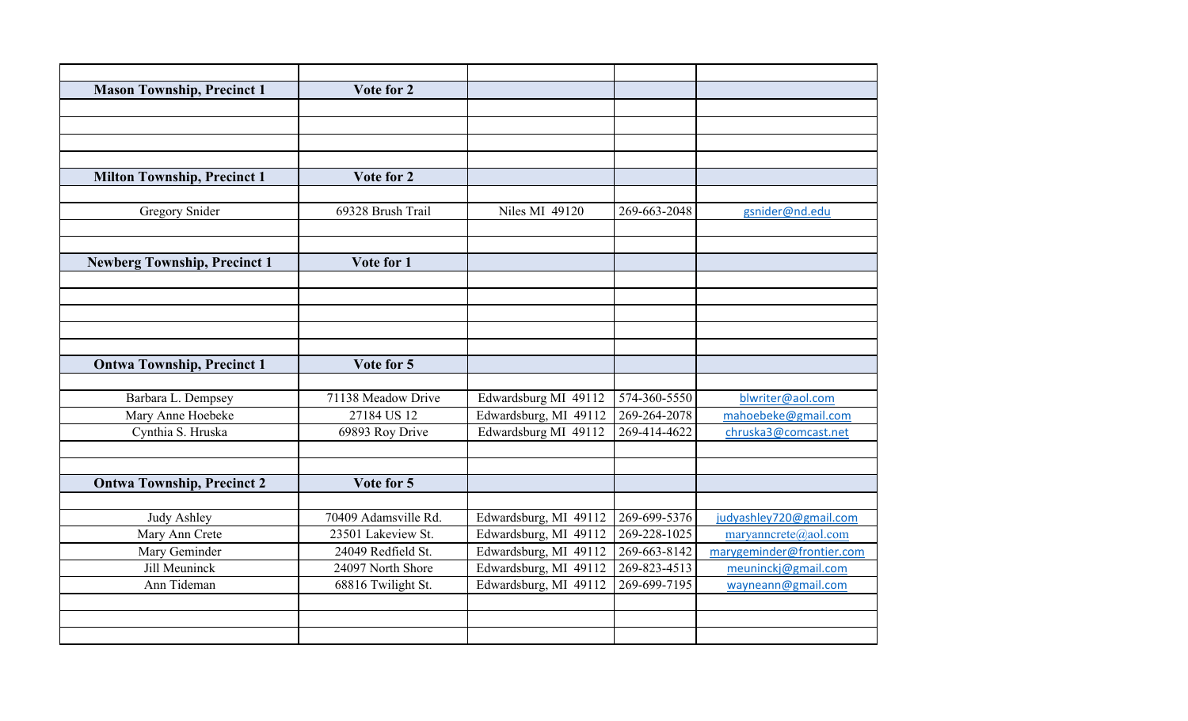| | | | | |
|---|---|---|---|---|
| **Mason Township, Precinct 1** | **Vote for 2** | | | |
| | | | | |
| | | | | |
| | | | | |
| | | | | |
| **Milton Township, Precinct 1** | **Vote for 2** | | | |
| | | | | |
| Gregory Snider | 69328 Brush Trail | Niles MI 49120 | 269-663-2048 | gsnider@nd.edu |
| | | | | |
| | | | | |
| **Newberg Township, Precinct 1** | **Vote for 1** | | | |
| | | | | |
| | | | | |
| | | | | |
| | | | | |
| | | | | |
| **Ontwa Township, Precinct 1** | **Vote for 5** | | | |
| | | | | |
| Barbara L. Dempsey | 71138 Meadow Drive | Edwardsburg MI 49112 | 574-360-5550 | blwriter@aol.com |
| Mary Anne Hoebeke | 27184 US 12 | Edwardsburg, MI 49112 | 269-264-2078 | mahoebeke@gmail.com |
| Cynthia S. Hruska | 69893 Roy Drive | Edwardsburg MI 49112 | 269-414-4622 | chruska3@comcast.net |
| | | | | |
| | | | | |
| **Ontwa Township, Precinct 2** | **Vote for 5** | | | |
| | | | | |
| Judy Ashley | 70409 Adamsville Rd. | Edwardsburg, MI 49112 | 269-699-5376 | judyashley720@gmail.com |
| Mary Ann Crete | 23501 Lakeview St. | Edwardsburg, MI 49112 | 269-228-1025 | maryanncrete@aol.com |
| Mary Geminder | 24049 Redfield St. | Edwardsburg, MI 49112 | 269-663-8142 | marygeminder@frontier.com |
| Jill Meuninck | 24097 North Shore | Edwardsburg, MI 49112 | 269-823-4513 | meuninckj@gmail.com |
| Ann Tideman | 68816 Twilight St. | Edwardsburg, MI 49112 | 269-699-7195 | wayneann@gmail.com |
| | | | | |
| | | | | |
| | | | | |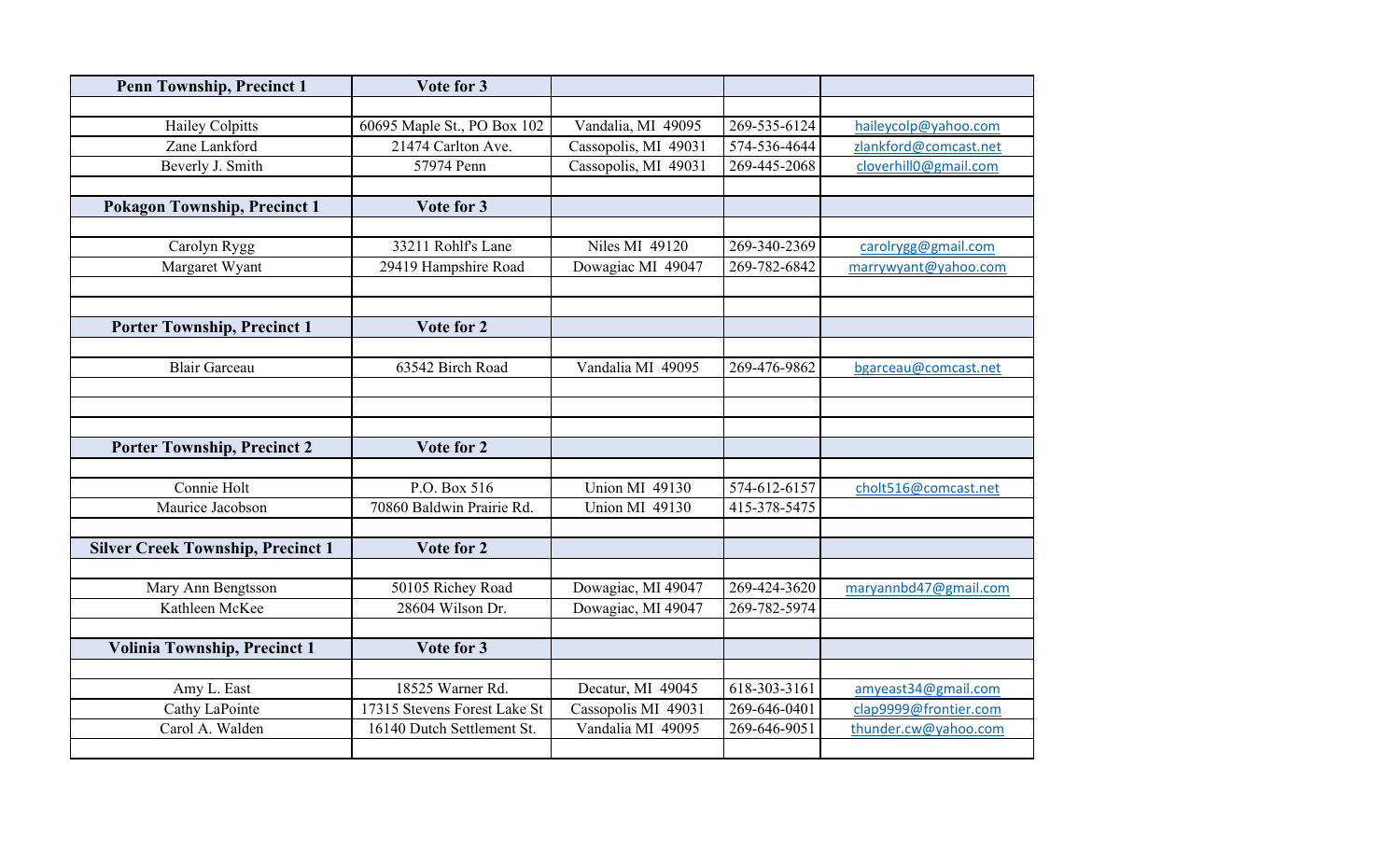| **Penn Township, Precinct 1** | **Vote for 3** | | | |
|---|---|---|---|---|
| | | | | |
| Hailey Colpitts | 60695 Maple St., PO Box 102 | Vandalia, MI 49095 | 269-535-6124 | haileycolp@yahoo.com |
| Zane Lankford | 21474 Carlton Ave. | Cassopolis, MI 49031 | 574-536-4644 | zlankford@comcast.net |
| Beverly J. Smith | 57974 Penn | Cassopolis, MI 49031 | 269-445-2068 | cloverhill0@gmail.com |
| | | | | |
| **Pokagon Township, Precinct 1** | **Vote for 3** | | | |
| | | | | |
| Carolyn Rygg | 33211 Rohlf's Lane | Niles MI 49120 | 269-340-2369 | carolrygg@gmail.com |
| Margaret Wyant | 29419 Hampshire Road | Dowagiac MI 49047 | 269-782-6842 | marrywyant@yahoo.com |
| | | | | |
| | | | | |
| **Porter Township, Precinct 1** | **Vote for 2** | | | |
| | | | | |
| Blair Garceau | 63542 Birch Road | Vandalia MI 49095 | 269-476-9862 | bgarceau@comcast.net |
| | | | | |
| | | | | |
| | | | | |
| **Porter Township, Precinct 2** | **Vote for 2** | | | |
| | | | | |
| Connie Holt | P.O. Box 516 | Union MI 49130 | 574-612-6157 | cholt516@comcast.net |
| Maurice Jacobson | 70860 Baldwin Prairie Rd. | Union MI 49130 | 415-378-5475 | |
| | | | | |
| **Silver Creek Township, Precinct 1** | **Vote for 2** | | | |
| | | | | |
| Mary Ann Bengtsson | 50105 Richey Road | Dowagiac, MI 49047 | 269-424-3620 | maryannbd47@gmail.com |
| Kathleen McKee | 28604 Wilson Dr. | Dowagiac, MI 49047 | 269-782-5974 | |
| | | | | |
| **Volinia Township, Precinct 1** | **Vote for 3** | | | |
| | | | | |
| Amy L. East | 18525 Warner Rd. | Decatur, MI 49045 | 618-303-3161 | amyeast34@gmail.com |
| Cathy LaPointe | 17315 Stevens Forest Lake St | Cassopolis MI 49031 | 269-646-0401 | clap9999@frontier.com |
| Carol A. Walden | 16140 Dutch Settlement St. | Vandalia MI 49095 | 269-646-9051 | thunder.cw@yahoo.com |
| | | | | |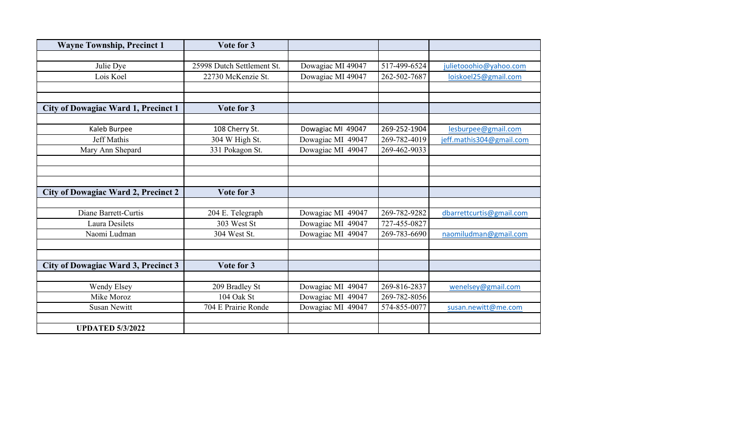| | | | | |
|---|---|---|---|---|
| **Wayne Township, Precinct 1** | **Vote for 3** | | | |
| | | | | |
| Julie Dye | 25998 Dutch Settlement St. | Dowagiac MI 49047 | 517-499-6524 | julietooohio@yahoo.com |
| Lois Koel | 22730 McKenzie St. | Dowagiac MI 49047 | 262-502-7687 | loiskoel25@gmail.com |
| | | | | |
| | | | | |
| **City of Dowagiac Ward 1, Precinct 1** | **Vote for 3** | | | |
| | | | | |
| Kaleb Burpee | 108 Cherry St. | Dowagiac MI 49047 | 269-252-1904 | lesburpee@gmail.com |
| Jeff Mathis | 304 W High St. | Dowagiac MI 49047 | 269-782-4019 | jeff.mathis304@gmail.com |
| Mary Ann Shepard | 331 Pokagon St. | Dowagiac MI 49047 | 269-462-9033 | |
| | | | | |
| | | | | |
| | | | | |
| **City of Dowagiac Ward 2, Precinct 2** | **Vote for 3** | | | |
| | | | | |
| Diane Barrett-Curtis | 204 E. Telegraph | Dowagiac MI 49047 | 269-782-9282 | dbarrettcurtis@gmail.com |
| Laura Desilets | 303 West St | Dowagiac MI 49047 | 727-455-0827 | |
| Naomi Ludman | 304 West St. | Dowagiac MI 49047 | 269-783-6690 | naomiludman@gmail.com |
| | | | | |
| | | | | |
| **City of Dowagiac Ward 3, Precinct 3** | **Vote for 3** | | | |
| | | | | |
| Wendy Elsey | 209 Bradley St | Dowagiac MI 49047 | 269-816-2837 | wenelsey@gmail.com |
| Mike Moroz | 104 Oak St | Dowagiac MI 49047 | 269-782-8056 | |
| Susan Newitt | 704 E Prairie Ronde | Dowagiac MI 49047 | 574-855-0077 | susan.newitt@me.com |
| | | | | |
| **UPDATED 5/3/2022** | | | | |